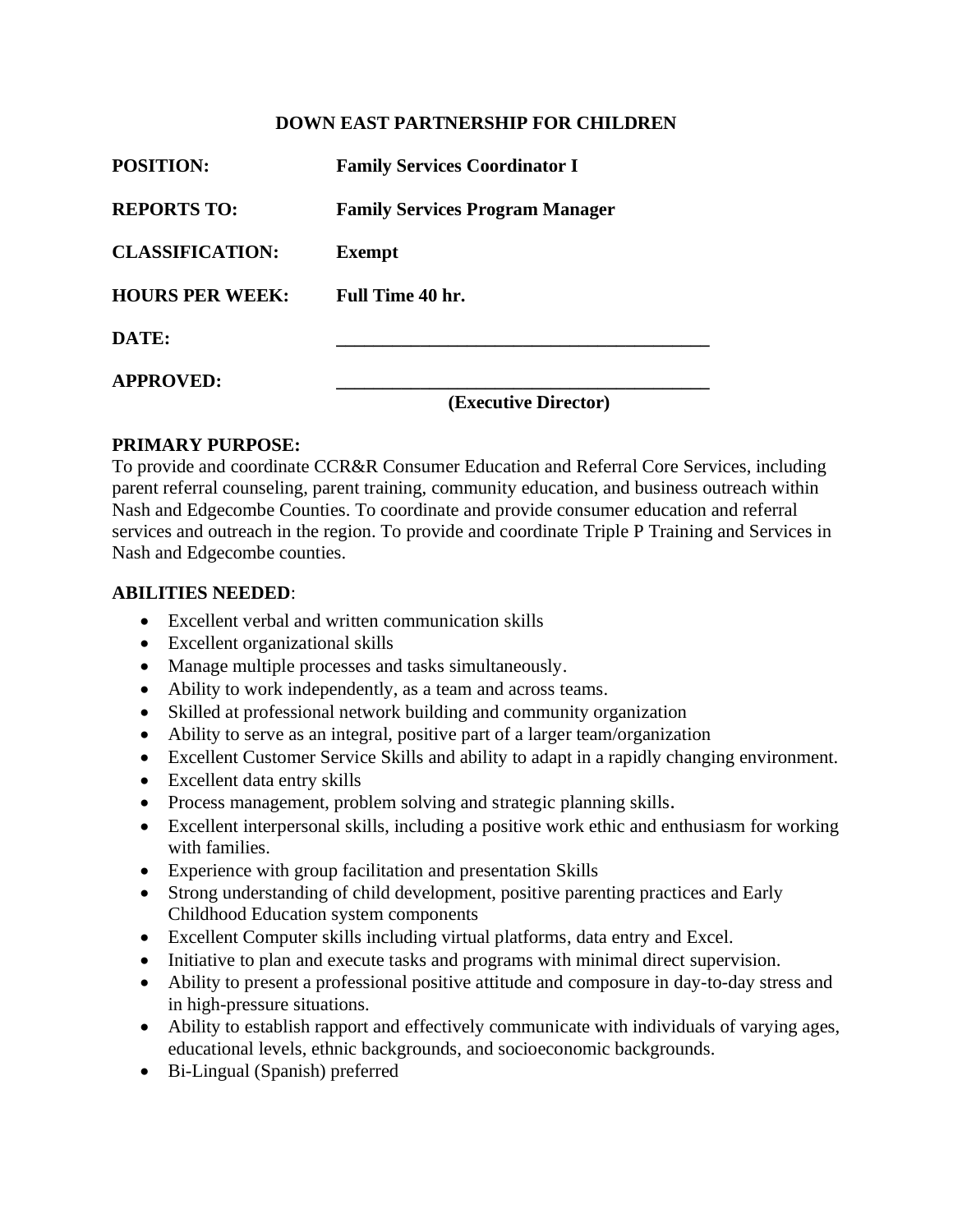# DOWN EAST PARTNERSHIP FOR CHILDREN

| | |
|---|---|
| **POSITION:** | **Family Services Coordinator I** |
| **REPORTS TO:** | **Family Services Program Manager** |
| **CLASSIFICATION:** | **Exempt** |
| **HOURS PER WEEK:** | **Full Time 40 hr.** |
| **DATE:** | ________________________________________ |
| **APPROVED:** | ________________________________________ **(Executive Director)** |

**PRIMARY PURPOSE:**
To provide and coordinate CCR&R Consumer Education and Referral Core Services, including parent referral counseling, parent training, community education, and business outreach within Nash and Edgecombe Counties. To coordinate and provide consumer education and referral services and outreach in the region. To provide and coordinate Triple P Training and Services in Nash and Edgecombe counties.

**ABILITIES NEEDED**:

- Excellent verbal and written communication skills
- Excellent organizational skills
- Manage multiple processes and tasks simultaneously.
- Ability to work independently, as a team and across teams.
- Skilled at professional network building and community organization
- Ability to serve as an integral, positive part of a larger team/organization
- Excellent Customer Service Skills and ability to adapt in a rapidly changing environment.
- Excellent data entry skills
- Process management, problem solving and strategic planning skills.
- Excellent interpersonal skills, including a positive work ethic and enthusiasm for working with families.
- Experience with group facilitation and presentation Skills
- Strong understanding of child development, positive parenting practices and Early Childhood Education system components
- Excellent Computer skills including virtual platforms, data entry and Excel.
- Initiative to plan and execute tasks and programs with minimal direct supervision.
- Ability to present a professional positive attitude and composure in day-to-day stress and in high-pressure situations.
- Ability to establish rapport and effectively communicate with individuals of varying ages, educational levels, ethnic backgrounds, and socioeconomic backgrounds.
- Bi-Lingual (Spanish) preferred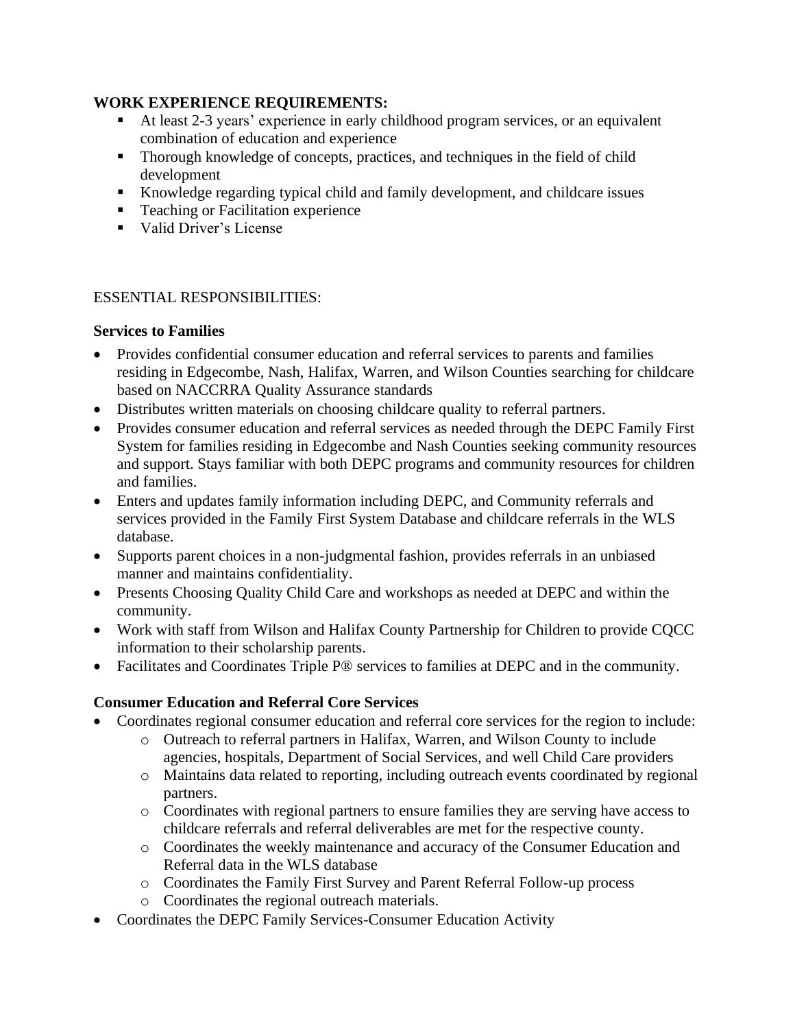**WORK EXPERIENCE REQUIREMENTS:**

- At least 2-3 years' experience in early childhood program services, or an equivalent combination of education and experience
- Thorough knowledge of concepts, practices, and techniques in the field of child development
- Knowledge regarding typical child and family development, and childcare issues
- Teaching or Facilitation experience
- Valid Driver's License

ESSENTIAL RESPONSIBILITIES:

**Services to Families**

- Provides confidential consumer education and referral services to parents and families residing in Edgecombe, Nash, Halifax, Warren, and Wilson Counties searching for childcare based on NACCRRA Quality Assurance standards
- Distributes written materials on choosing childcare quality to referral partners.
- Provides consumer education and referral services as needed through the DEPC Family First System for families residing in Edgecombe and Nash Counties seeking community resources and support. Stays familiar with both DEPC programs and community resources for children and families.
- Enters and updates family information including DEPC, and Community referrals and services provided in the Family First System Database and childcare referrals in the WLS database.
- Supports parent choices in a non-judgmental fashion, provides referrals in an unbiased manner and maintains confidentiality.
- Presents Choosing Quality Child Care and workshops as needed at DEPC and within the community.
- Work with staff from Wilson and Halifax County Partnership for Children to provide CQCC information to their scholarship parents.
- Facilitates and Coordinates Triple P® services to families at DEPC and in the community.

**Consumer Education and Referral Core Services**

- Coordinates regional consumer education and referral core services for the region to include:
  - Outreach to referral partners in Halifax, Warren, and Wilson County to include agencies, hospitals, Department of Social Services, and well Child Care providers
  - Maintains data related to reporting, including outreach events coordinated by regional partners.
  - Coordinates with regional partners to ensure families they are serving have access to childcare referrals and referral deliverables are met for the respective county.
  - Coordinates the weekly maintenance and accuracy of the Consumer Education and Referral data in the WLS database
  - Coordinates the Family First Survey and Parent Referral Follow-up process
  - Coordinates the regional outreach materials.
- Coordinates the DEPC Family Services-Consumer Education Activity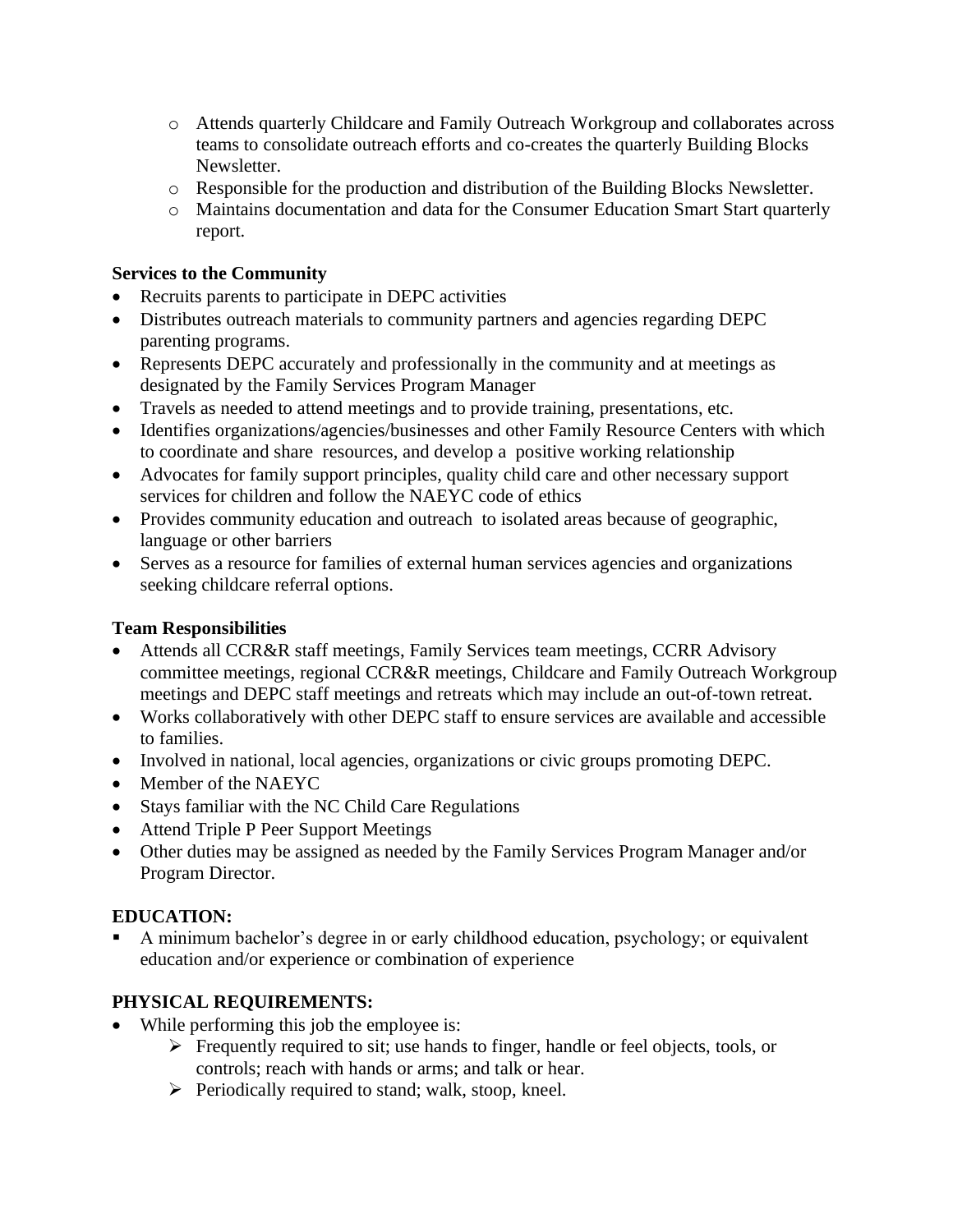- Attends quarterly Childcare and Family Outreach Workgroup and collaborates across teams to consolidate outreach efforts and co-creates the quarterly Building Blocks Newsletter.
  - Responsible for the production and distribution of the Building Blocks Newsletter.
  - Maintains documentation and data for the Consumer Education Smart Start quarterly report.

**Services to the Community**

- Recruits parents to participate in DEPC activities
- Distributes outreach materials to community partners and agencies regarding DEPC parenting programs.
- Represents DEPC accurately and professionally in the community and at meetings as designated by the Family Services Program Manager
- Travels as needed to attend meetings and to provide training, presentations, etc.
- Identifies organizations/agencies/businesses and other Family Resource Centers with which to coordinate and share resources, and develop a positive working relationship
- Advocates for family support principles, quality child care and other necessary support services for children and follow the NAEYC code of ethics
- Provides community education and outreach to isolated areas because of geographic, language or other barriers
- Serves as a resource for families of external human services agencies and organizations seeking childcare referral options.

**Team Responsibilities**

- Attends all CCR&R staff meetings, Family Services team meetings, CCRR Advisory committee meetings, regional CCR&R meetings, Childcare and Family Outreach Workgroup meetings and DEPC staff meetings and retreats which may include an out-of-town retreat.
- Works collaboratively with other DEPC staff to ensure services are available and accessible to families.
- Involved in national, local agencies, organizations or civic groups promoting DEPC.
- Member of the NAEYC
- Stays familiar with the NC Child Care Regulations
- Attend Triple P Peer Support Meetings
- Other duties may be assigned as needed by the Family Services Program Manager and/or Program Director.

**EDUCATION:**

- A minimum bachelor's degree in or early childhood education, psychology; or equivalent education and/or experience or combination of experience

**PHYSICAL REQUIREMENTS:**

- While performing this job the employee is:
  - Frequently required to sit; use hands to finger, handle or feel objects, tools, or controls; reach with hands or arms; and talk or hear.
  - Periodically required to stand; walk, stoop, kneel.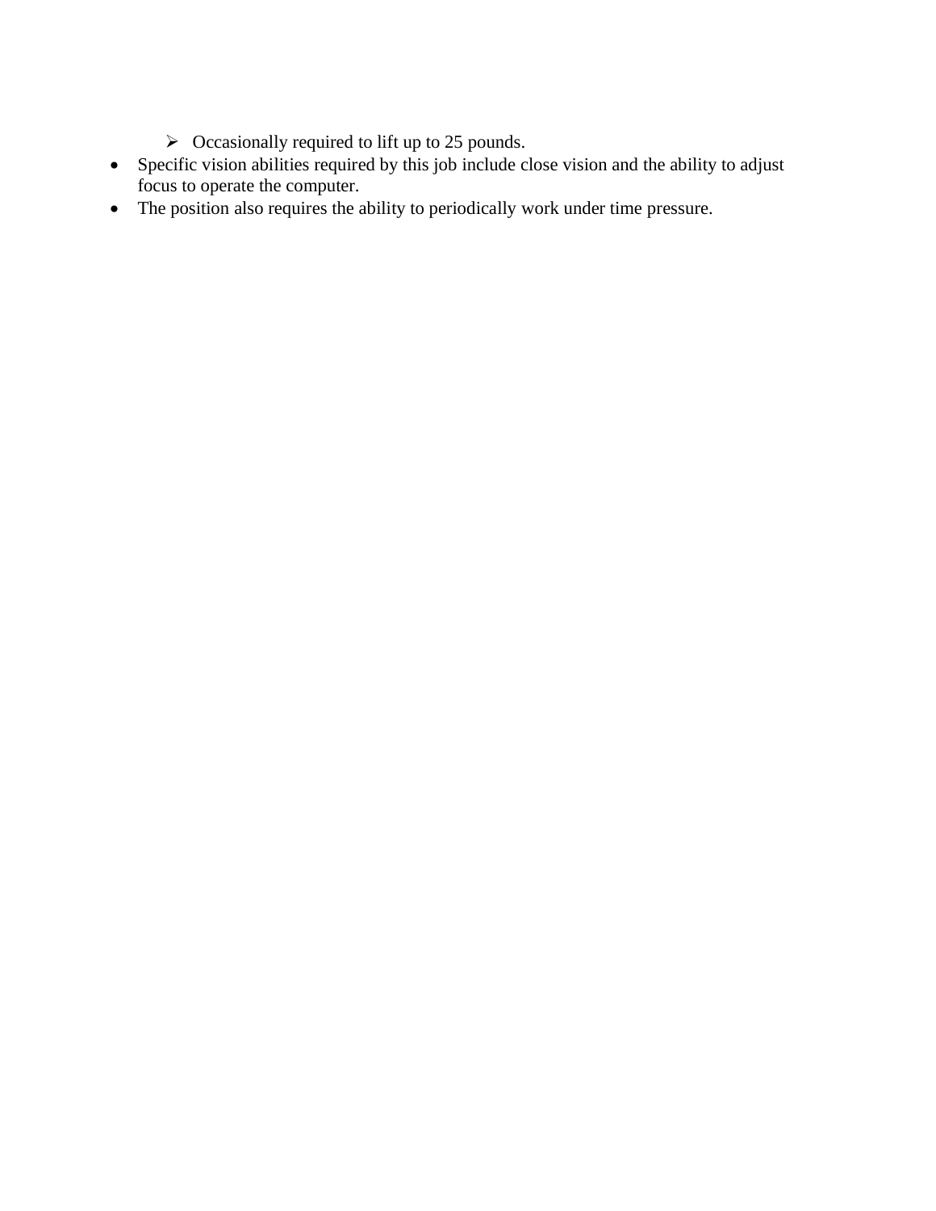- Occasionally required to lift up to 25 pounds.
- Specific vision abilities required by this job include close vision and the ability to adjust focus to operate the computer.
- The position also requires the ability to periodically work under time pressure.